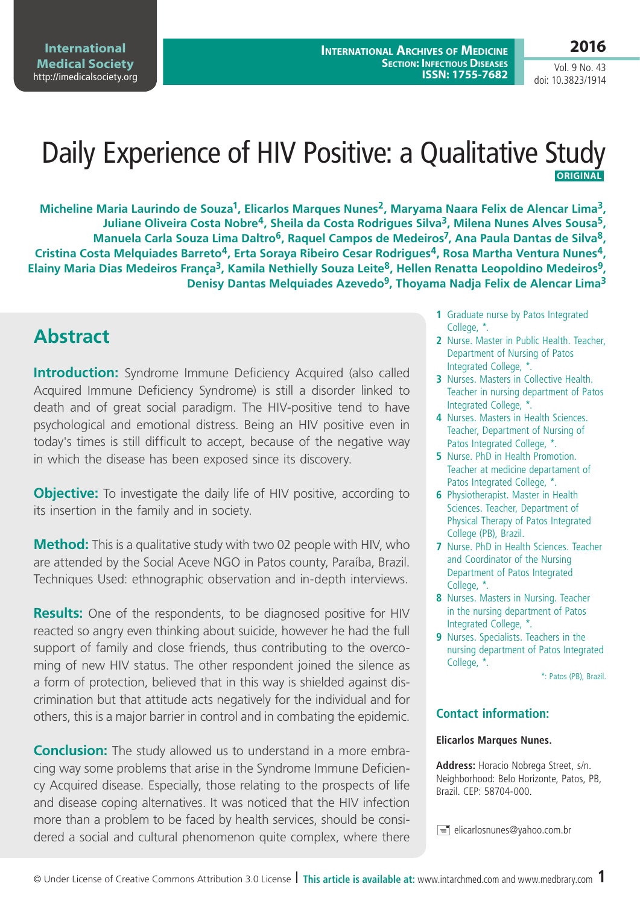# Daily Experience of HIV Positive: a Qualitative Study

**ORIGINAL**

**Micheline Maria Laurindo de Souza[1], Elicarlos Marques Nunes[2], Maryama Naara Felix de Alencar Lima[3], Juliane Oliveira Costa Nobre[4], Sheila da Costa Rodrigues Silva[3], Milena Nunes Alves Sousa[5], Manuela Carla Souza Lima Daltro[6], Raquel Campos de Medeiros[7], Ana Paula Dantas de Silva[8], Cristina Costa Melquiades Barreto[4], Erta Soraya Ribeiro Cesar Rodrigues[4], Rosa Martha Ventura Nunes[4], Elainy Maria Dias Medeiros França[3], Kamila Nethielly Souza Leite[8], Hellen Renatta Leopoldino Medeiros[9], Denisy Dantas Melquiades Azevedo[9], Thoyama Nadja Felix de Alencar Lima[3]**

1 Graduate nurse by Patos Integrated College, *.

2 Nurse. Master in Public Health. Teacher, Department of Nursing of Patos Integrated College, *.

3 Nurses. Masters in Collective Health. Teacher in nursing department of Patos Integrated College, *.

4 Nurses. Masters in Health Sciences. Teacher, Department of Nursing of Patos Integrated College, *.

5 Nurse. PhD in Health Promotion. Teacher at medicine departament of Patos Integrated College, *.

6 Physiotherapist. Master in Health Sciences. Teacher, Department of Physical Therapy of Patos Integrated College (PB), Brazil.

7 Nurse. PhD in Health Sciences. Teacher and Coordinator of the Nursing Department of Patos Integrated College, *.

8 Nurses. Masters in Nursing. Teacher in the nursing department of Patos Integrated College, *.

9 Nurses. Specialists. Teachers in the nursing department of Patos Integrated College, *.

*: Patos (PB), Brazil.

### Contact information:

**Elicarlos Marques Nunes.**

**Address:** Horacio Nobrega Street, s/n. Neighborhood: Belo Horizonte, Patos, PB, Brazil. CEP: 58704-000.

elicarlosnunes@yahoo.com.br

## Abstract

**Introduction:** Syndrome Immune Deficiency Acquired (also called Acquired Immune Deficiency Syndrome) is still a disorder linked to death and of great social paradigm. The HIV-positive tend to have psychological and emotional distress. Being an HIV positive even in today's times is still difficult to accept, because of the negative way in which the disease has been exposed since its discovery.

**Objective:** To investigate the daily life of HIV positive, according to its insertion in the family and in society.

**Method:** This is a qualitative study with two 02 people with HIV, who are attended by the Social Aceve NGO in Patos county, Paraíba, Brazil. Techniques Used: ethnographic observation and in-depth interviews.

**Results:** One of the respondents, to be diagnosed positive for HIV reacted so angry even thinking about suicide, however he had the full support of family and close friends, thus contributing to the overcoming of new HIV status. The other respondent joined the silence as a form of protection, believed that in this way is shielded against discrimination but that attitude acts negatively for the individual and for others, this is a major barrier in control and in combating the epidemic.

**Conclusion:** The study allowed us to understand in a more embracing way some problems that arise in the Syndrome Immune Deficiency Acquired disease. Especially, those relating to the prospects of life and disease coping alternatives. It was noticed that the HIV infection more than a problem to be faced by health services, should be considered a social and cultural phenomenon quite complex, where there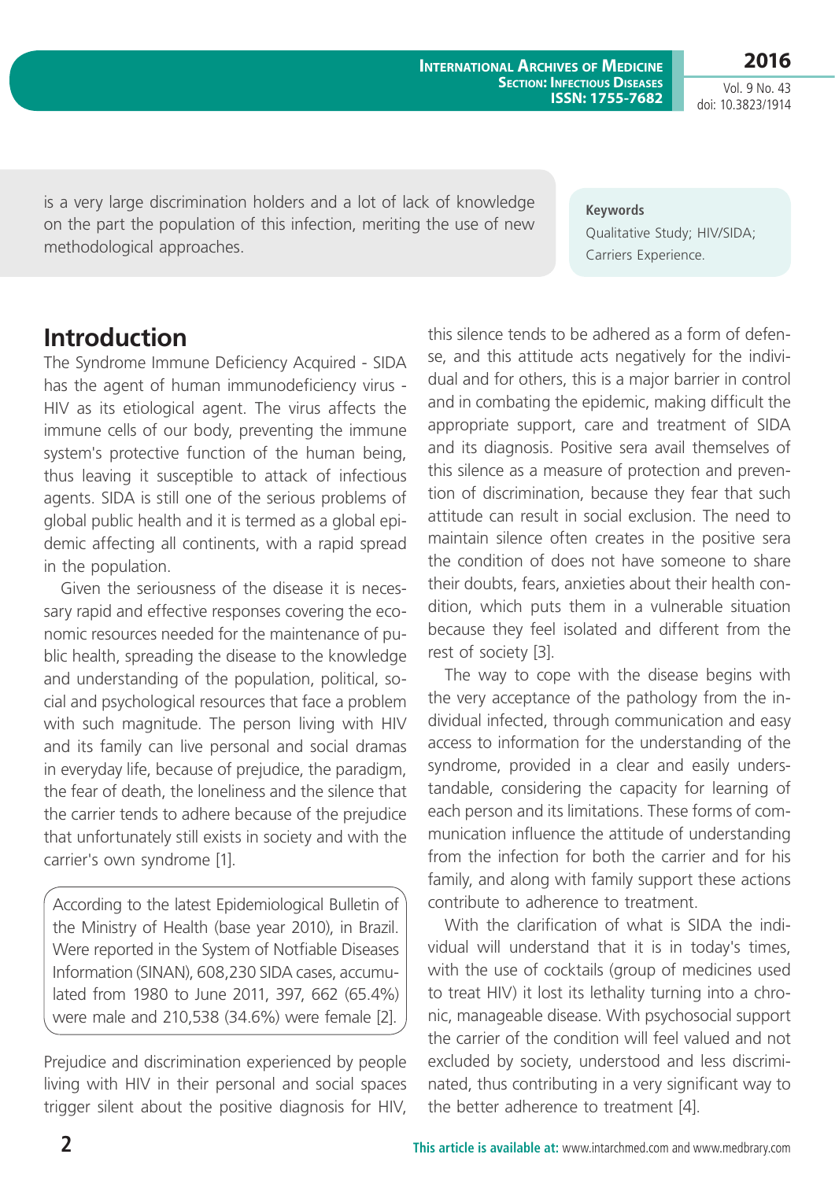is a very large discrimination holders and a lot of lack of knowledge on the part the population of this infection, meriting the use of new methodological approaches.

**Keywords**

Qualitative Study; HIV/SIDA; Carriers Experience.

## Introduction

The Syndrome Immune Deficiency Acquired - SIDA has the agent of human immunodeficiency virus - HIV as its etiological agent. The virus affects the immune cells of our body, preventing the immune system's protective function of the human being, thus leaving it susceptible to attack of infectious agents. SIDA is still one of the serious problems of global public health and it is termed as a global epidemic affecting all continents, with a rapid spread in the population.

Given the seriousness of the disease it is necessary rapid and effective responses covering the economic resources needed for the maintenance of public health, spreading the disease to the knowledge and understanding of the population, political, social and psychological resources that face a problem with such magnitude. The person living with HIV and its family can live personal and social dramas in everyday life, because of prejudice, the paradigm, the fear of death, the loneliness and the silence that the carrier tends to adhere because of the prejudice that unfortunately still exists in society and with the carrier's own syndrome [1].

According to the latest Epidemiological Bulletin of the Ministry of Health (base year 2010), in Brazil. Were reported in the System of Notfiable Diseases Information (SINAN), 608,230 SIDA cases, accumulated from 1980 to June 2011, 397, 662 (65.4%) were male and 210,538 (34.6%) were female [2].

Prejudice and discrimination experienced by people living with HIV in their personal and social spaces trigger silent about the positive diagnosis for HIV, this silence tends to be adhered as a form of defense, and this attitude acts negatively for the individual and for others, this is a major barrier in control and in combating the epidemic, making difficult the appropriate support, care and treatment of SIDA and its diagnosis. Positive sera avail themselves of this silence as a measure of protection and prevention of discrimination, because they fear that such attitude can result in social exclusion. The need to maintain silence often creates in the positive sera the condition of does not have someone to share their doubts, fears, anxieties about their health condition, which puts them in a vulnerable situation because they feel isolated and different from the rest of society [3].

The way to cope with the disease begins with the very acceptance of the pathology from the individual infected, through communication and easy access to information for the understanding of the syndrome, provided in a clear and easily understandable, considering the capacity for learning of each person and its limitations. These forms of communication influence the attitude of understanding from the infection for both the carrier and for his family, and along with family support these actions contribute to adherence to treatment.

With the clarification of what is SIDA the individual will understand that it is in today's times, with the use of cocktails (group of medicines used to treat HIV) it lost its lethality turning into a chronic, manageable disease. With psychosocial support the carrier of the condition will feel valued and not excluded by society, understood and less discriminated, thus contributing in a very significant way to the better adherence to treatment [4].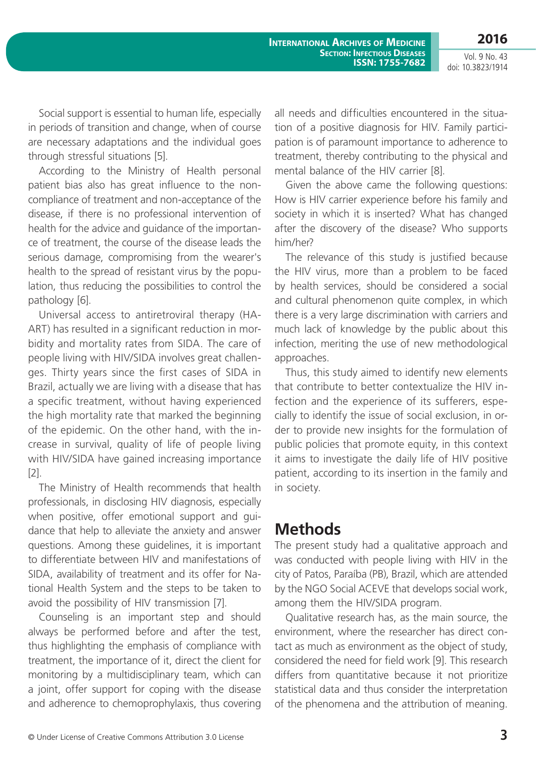Social support is essential to human life, especially in periods of transition and change, when of course are necessary adaptations and the individual goes through stressful situations [5].

According to the Ministry of Health personal patient bias also has great influence to the non-compliance of treatment and non-acceptance of the disease, if there is no professional intervention of health for the advice and guidance of the importance of treatment, the course of the disease leads the serious damage, compromising from the wearer's health to the spread of resistant virus by the population, thus reducing the possibilities to control the pathology [6].

Universal access to antiretroviral therapy (HAART) has resulted in a significant reduction in morbidity and mortality rates from SIDA. The care of people living with HIV/SIDA involves great challenges. Thirty years since the first cases of SIDA in Brazil, actually we are living with a disease that has a specific treatment, without having experienced the high mortality rate that marked the beginning of the epidemic. On the other hand, with the increase in survival, quality of life of people living with HIV/SIDA have gained increasing importance [2].

The Ministry of Health recommends that health professionals, in disclosing HIV diagnosis, especially when positive, offer emotional support and guidance that help to alleviate the anxiety and answer questions. Among these guidelines, it is important to differentiate between HIV and manifestations of SIDA, availability of treatment and its offer for National Health System and the steps to be taken to avoid the possibility of HIV transmission [7].

Counseling is an important step and should always be performed before and after the test, thus highlighting the emphasis of compliance with treatment, the importance of it, direct the client for monitoring by a multidisciplinary team, which can a joint, offer support for coping with the disease and adherence to chemoprophylaxis, thus covering all needs and difficulties encountered in the situation of a positive diagnosis for HIV. Family participation is of paramount importance to adherence to treatment, thereby contributing to the physical and mental balance of the HIV carrier [8].

Given the above came the following questions: How is HIV carrier experience before his family and society in which it is inserted? What has changed after the discovery of the disease? Who supports him/her?

The relevance of this study is justified because the HIV virus, more than a problem to be faced by health services, should be considered a social and cultural phenomenon quite complex, in which there is a very large discrimination with carriers and much lack of knowledge by the public about this infection, meriting the use of new methodological approaches.

Thus, this study aimed to identify new elements that contribute to better contextualize the HIV infection and the experience of its sufferers, especially to identify the issue of social exclusion, in order to provide new insights for the formulation of public policies that promote equity, in this context it aims to investigate the daily life of HIV positive patient, according to its insertion in the family and in society.

## Methods

The present study had a qualitative approach and was conducted with people living with HIV in the city of Patos, Paraíba (PB), Brazil, which are attended by the NGO Social ACEVE that develops social work, among them the HIV/SIDA program.

Qualitative research has, as the main source, the environment, where the researcher has direct contact as much as environment as the object of study, considered the need for field work [9]. This research differs from quantitative because it not prioritize statistical data and thus consider the interpretation of the phenomena and the attribution of meaning.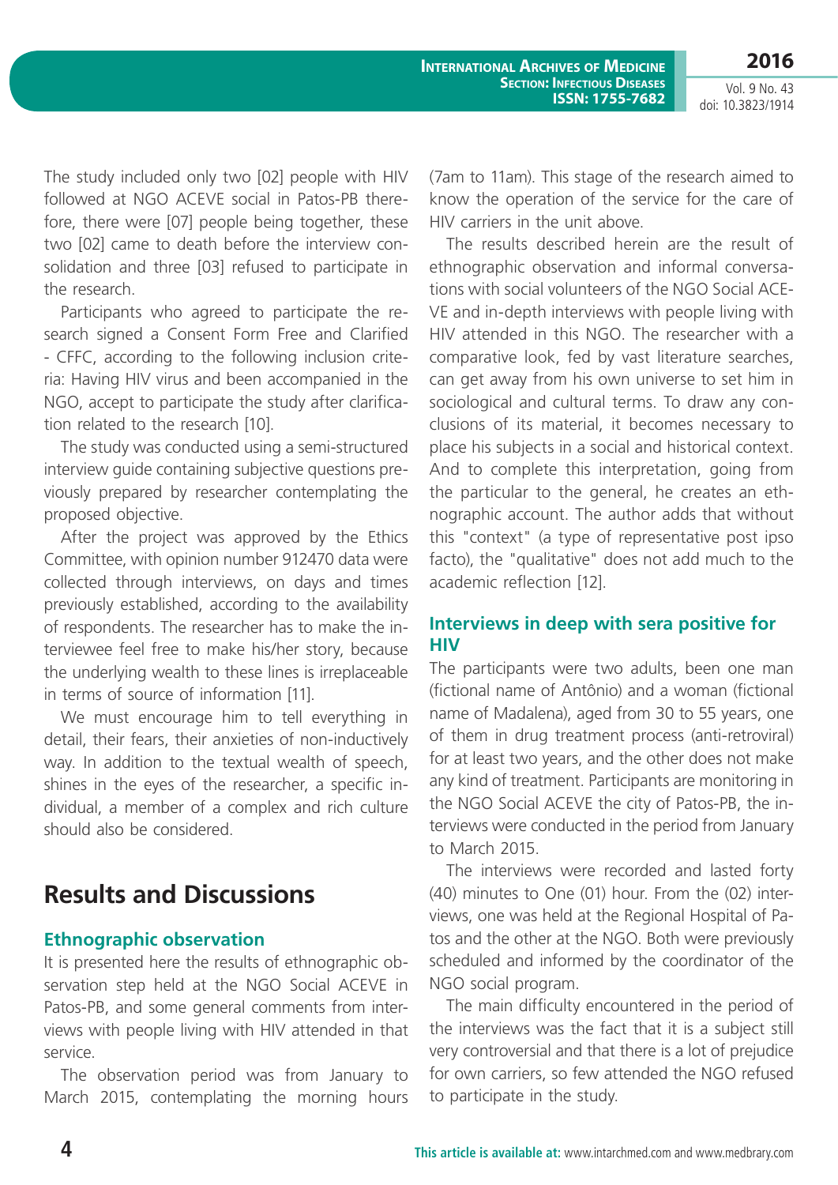The study included only two [02] people with HIV followed at NGO ACEVE social in Patos-PB therefore, there were [07] people being together, these two [02] came to death before the interview consolidation and three [03] refused to participate in the research.

Participants who agreed to participate the research signed a Consent Form Free and Clarified - CFFC, according to the following inclusion criteria: Having HIV virus and been accompanied in the NGO, accept to participate the study after clarification related to the research [10].

The study was conducted using a semi-structured interview guide containing subjective questions previously prepared by researcher contemplating the proposed objective.

After the project was approved by the Ethics Committee, with opinion number 912470 data were collected through interviews, on days and times previously established, according to the availability of respondents. The researcher has to make the interviewee feel free to make his/her story, because the underlying wealth to these lines is irreplaceable in terms of source of information [11].

We must encourage him to tell everything in detail, their fears, their anxieties of non-inductively way. In addition to the textual wealth of speech, shines in the eyes of the researcher, a specific individual, a member of a complex and rich culture should also be considered.

# Results and Discussions

## Ethnographic observation

It is presented here the results of ethnographic observation step held at the NGO Social ACEVE in Patos-PB, and some general comments from interviews with people living with HIV attended in that service.

The observation period was from January to March 2015, contemplating the morning hours (7am to 11am). This stage of the research aimed to know the operation of the service for the care of HIV carriers in the unit above.

The results described herein are the result of ethnographic observation and informal conversations with social volunteers of the NGO Social ACEVE and in-depth interviews with people living with HIV attended in this NGO. The researcher with a comparative look, fed by vast literature searches, can get away from his own universe to set him in sociological and cultural terms. To draw any conclusions of its material, it becomes necessary to place his subjects in a social and historical context. And to complete this interpretation, going from the particular to the general, he creates an ethnographic account. The author adds that without this "context" (a type of representative post ipso facto), the "qualitative" does not add much to the academic reflection [12].

## Interviews in deep with sera positive for HIV

The participants were two adults, been one man (fictional name of Antônio) and a woman (fictional name of Madalena), aged from 30 to 55 years, one of them in drug treatment process (anti-retroviral) for at least two years, and the other does not make any kind of treatment. Participants are monitoring in the NGO Social ACEVE the city of Patos-PB, the interviews were conducted in the period from January to March 2015.

The interviews were recorded and lasted forty (40) minutes to One (01) hour. From the (02) interviews, one was held at the Regional Hospital of Patos and the other at the NGO. Both were previously scheduled and informed by the coordinator of the NGO social program.

The main difficulty encountered in the period of the interviews was the fact that it is a subject still very controversial and that there is a lot of prejudice for own carriers, so few attended the NGO refused to participate in the study.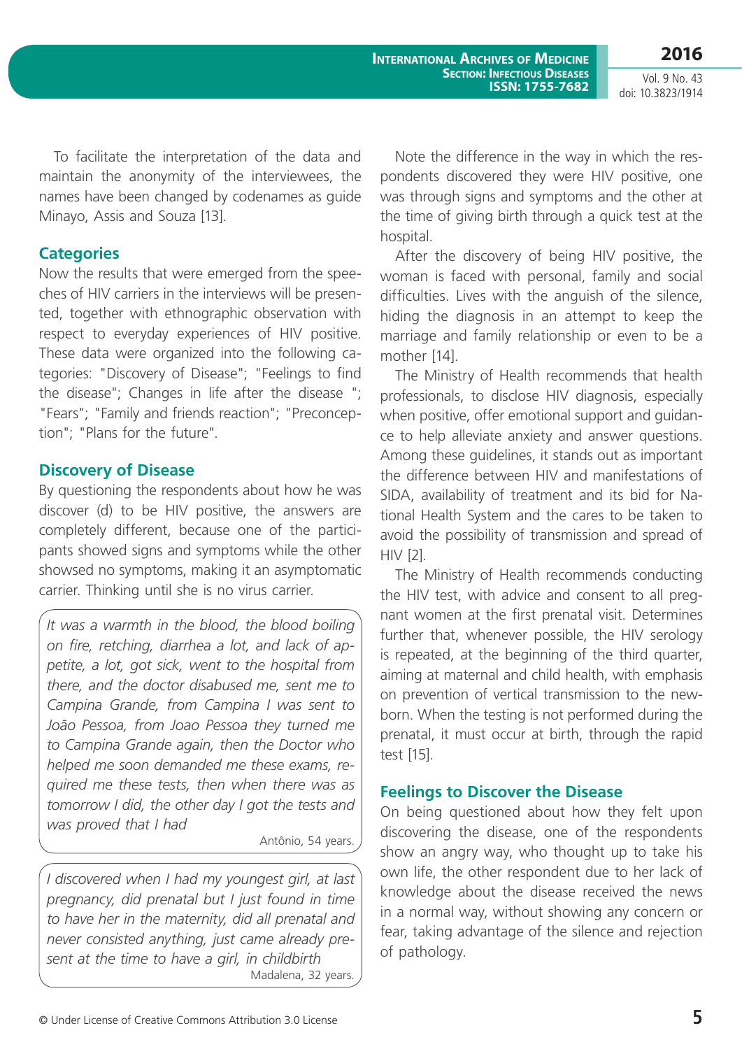To facilitate the interpretation of the data and maintain the anonymity of the interviewees, the names have been changed by codenames as guide Minayo, Assis and Souza [13].

## Categories

Now the results that were emerged from the speeches of HIV carriers in the interviews will be presented, together with ethnographic observation with respect to everyday experiences of HIV positive. These data were organized into the following categories: "Discovery of Disease"; "Feelings to find the disease"; Changes in life after the disease "; "Fears"; "Family and friends reaction"; "Preconception"; "Plans for the future".

## Discovery of Disease

By questioning the respondents about how he was discover (d) to be HIV positive, the answers are completely different, because one of the participants showed signs and symptoms while the other showsed no symptoms, making it an asymptomatic carrier. Thinking until she is no virus carrier.

> *It was a warmth in the blood, the blood boiling on fire, retching, diarrhea a lot, and lack of appetite, a lot, got sick, went to the hospital from there, and the doctor disabused me, sent me to Campina Grande, from Campina I was sent to João Pessoa, from Joao Pessoa they turned me to Campina Grande again, then the Doctor who helped me soon demanded me these exams, required me these tests, then when there was as tomorrow I did, the other day I got the tests and was proved that I had*
>
> Antônio, 54 years.

> *I discovered when I had my youngest girl, at last pregnancy, did prenatal but I just found in time to have her in the maternity, did all prenatal and never consisted anything, just came already present at the time to have a girl, in childbirth*
>
> Madalena, 32 years.

Note the difference in the way in which the respondents discovered they were HIV positive, one was through signs and symptoms and the other at the time of giving birth through a quick test at the hospital.

After the discovery of being HIV positive, the woman is faced with personal, family and social difficulties. Lives with the anguish of the silence, hiding the diagnosis in an attempt to keep the marriage and family relationship or even to be a mother [14].

The Ministry of Health recommends that health professionals, to disclose HIV diagnosis, especially when positive, offer emotional support and guidance to help alleviate anxiety and answer questions. Among these guidelines, it stands out as important the difference between HIV and manifestations of SIDA, availability of treatment and its bid for National Health System and the cares to be taken to avoid the possibility of transmission and spread of HIV [2].

The Ministry of Health recommends conducting the HIV test, with advice and consent to all pregnant women at the first prenatal visit. Determines further that, whenever possible, the HIV serology is repeated, at the beginning of the third quarter, aiming at maternal and child health, with emphasis on prevention of vertical transmission to the newborn. When the testing is not performed during the prenatal, it must occur at birth, through the rapid test [15].

## Feelings to Discover the Disease

On being questioned about how they felt upon discovering the disease, one of the respondents show an angry way, who thought up to take his own life, the other respondent due to her lack of knowledge about the disease received the news in a normal way, without showing any concern or fear, taking advantage of the silence and rejection of pathology.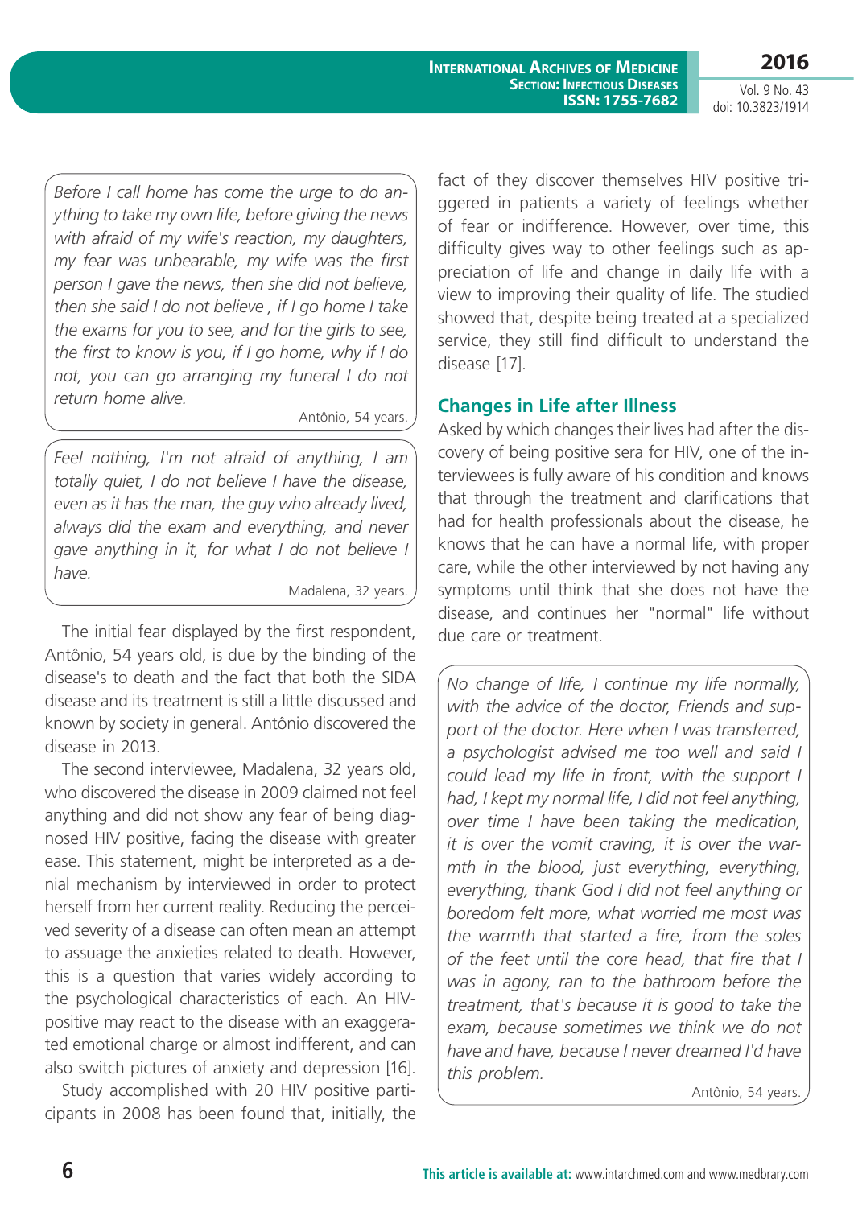*Before I call home has come the urge to do anything to take my own life, before giving the news with afraid of my wife's reaction, my daughters, my fear was unbearable, my wife was the first person I gave the news, then she did not believe, then she said I do not believe , if I go home I take the exams for you to see, and for the girls to see, the first to know is you, if I go home, why if I do not, you can go arranging my funeral I do not return home alive.*

Antônio, 54 years.

*Feel nothing, I'm not afraid of anything, I am totally quiet, I do not believe I have the disease, even as it has the man, the guy who already lived, always did the exam and everything, and never gave anything in it, for what I do not believe I have.*

Madalena, 32 years.

The initial fear displayed by the first respondent, Antônio, 54 years old, is due by the binding of the disease's to death and the fact that both the SIDA disease and its treatment is still a little discussed and known by society in general. Antônio discovered the disease in 2013.

The second interviewee, Madalena, 32 years old, who discovered the disease in 2009 claimed not feel anything and did not show any fear of being diagnosed HIV positive, facing the disease with greater ease. This statement, might be interpreted as a denial mechanism by interviewed in order to protect herself from her current reality. Reducing the perceived severity of a disease can often mean an attempt to assuage the anxieties related to death. However, this is a question that varies widely according to the psychological characteristics of each. An HIV-positive may react to the disease with an exaggerated emotional charge or almost indifferent, and can also switch pictures of anxiety and depression [16].

Study accomplished with 20 HIV positive participants in 2008 has been found that, initially, the fact of they discover themselves HIV positive triggered in patients a variety of feelings whether of fear or indifference. However, over time, this difficulty gives way to other feelings such as appreciation of life and change in daily life with a view to improving their quality of life. The studied showed that, despite being treated at a specialized service, they still find difficult to understand the disease [17].

## Changes in Life after Illness

Asked by which changes their lives had after the discovery of being positive sera for HIV, one of the interviewees is fully aware of his condition and knows that through the treatment and clarifications that had for health professionals about the disease, he knows that he can have a normal life, with proper care, while the other interviewed by not having any symptoms until think that she does not have the disease, and continues her "normal" life without due care or treatment.

*No change of life, I continue my life normally, with the advice of the doctor, Friends and support of the doctor. Here when I was transferred, a psychologist advised me too well and said I could lead my life in front, with the support I had, I kept my normal life, I did not feel anything, over time I have been taking the medication, it is over the vomit craving, it is over the warmth in the blood, just everything, everything, everything, thank God I did not feel anything or boredom felt more, what worried me most was the warmth that started a fire, from the soles of the feet until the core head, that fire that I was in agony, ran to the bathroom before the treatment, that's because it is good to take the exam, because sometimes we think we do not have and have, because I never dreamed I'd have this problem.*

Antônio, 54 years.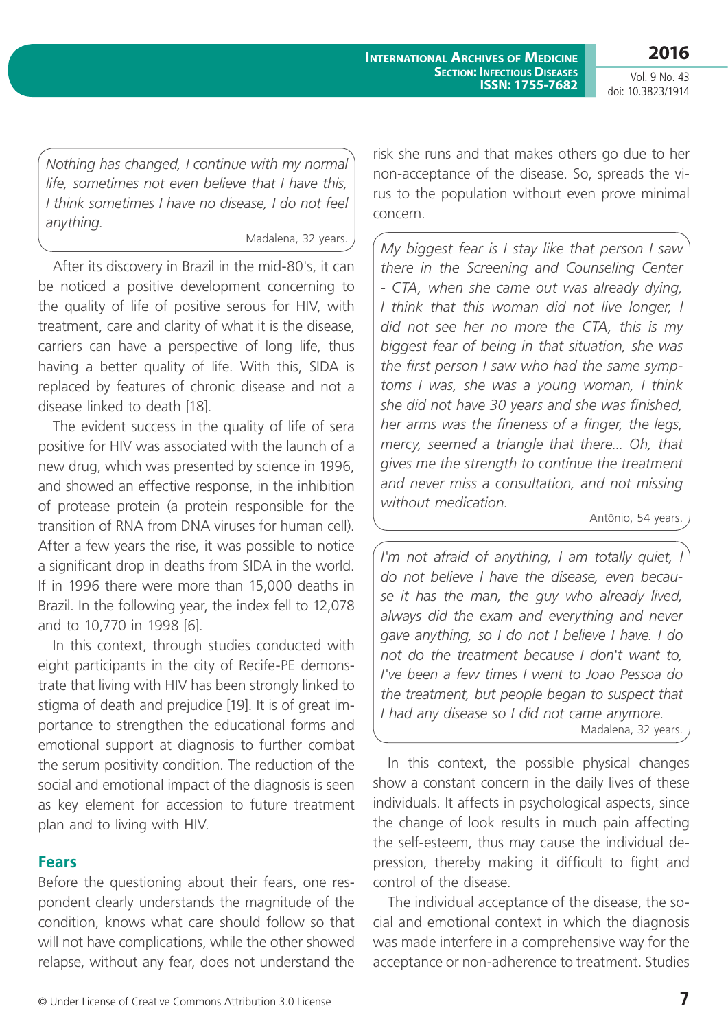*Nothing has changed, I continue with my normal life, sometimes not even believe that I have this, I think sometimes I have no disease, I do not feel anything.*

Madalena, 32 years.

After its discovery in Brazil in the mid-80's, it can be noticed a positive development concerning to the quality of life of positive serous for HIV, with treatment, care and clarity of what it is the disease, carriers can have a perspective of long life, thus having a better quality of life. With this, SIDA is replaced by features of chronic disease and not a disease linked to death [18].

The evident success in the quality of life of sera positive for HIV was associated with the launch of a new drug, which was presented by science in 1996, and showed an effective response, in the inhibition of protease protein (a protein responsible for the transition of RNA from DNA viruses for human cell). After a few years the rise, it was possible to notice a significant drop in deaths from SIDA in the world. If in 1996 there were more than 15,000 deaths in Brazil. In the following year, the index fell to 12,078 and to 10,770 in 1998 [6].

In this context, through studies conducted with eight participants in the city of Recife-PE demonstrate that living with HIV has been strongly linked to stigma of death and prejudice [19]. It is of great importance to strengthen the educational forms and emotional support at diagnosis to further combat the serum positivity condition. The reduction of the social and emotional impact of the diagnosis is seen as key element for accession to future treatment plan and to living with HIV.

## Fears

Before the questioning about their fears, one respondent clearly understands the magnitude of the condition, knows what care should follow so that will not have complications, while the other showed relapse, without any fear, does not understand the risk she runs and that makes others go due to her non-acceptance of the disease. So, spreads the virus to the population without even prove minimal concern.

*My biggest fear is I stay like that person I saw there in the Screening and Counseling Center - CTA, when she came out was already dying, I think that this woman did not live longer, I did not see her no more the CTA, this is my biggest fear of being in that situation, she was the first person I saw who had the same symptoms I was, she was a young woman, I think she did not have 30 years and she was finished, her arms was the fineness of a finger, the legs, mercy, seemed a triangle that there... Oh, that gives me the strength to continue the treatment and never miss a consultation, and not missing without medication.*

Antônio, 54 years.

*I'm not afraid of anything, I am totally quiet, I do not believe I have the disease, even because it has the man, the guy who already lived, always did the exam and everything and never gave anything, so I do not I believe I have. I do not do the treatment because I don't want to, I've been a few times I went to Joao Pessoa do the treatment, but people began to suspect that I had any disease so I did not came anymore.*

Madalena, 32 years.

In this context, the possible physical changes show a constant concern in the daily lives of these individuals. It affects in psychological aspects, since the change of look results in much pain affecting the self-esteem, thus may cause the individual depression, thereby making it difficult to fight and control of the disease.

The individual acceptance of the disease, the social and emotional context in which the diagnosis was made interfere in a comprehensive way for the acceptance or non-adherence to treatment. Studies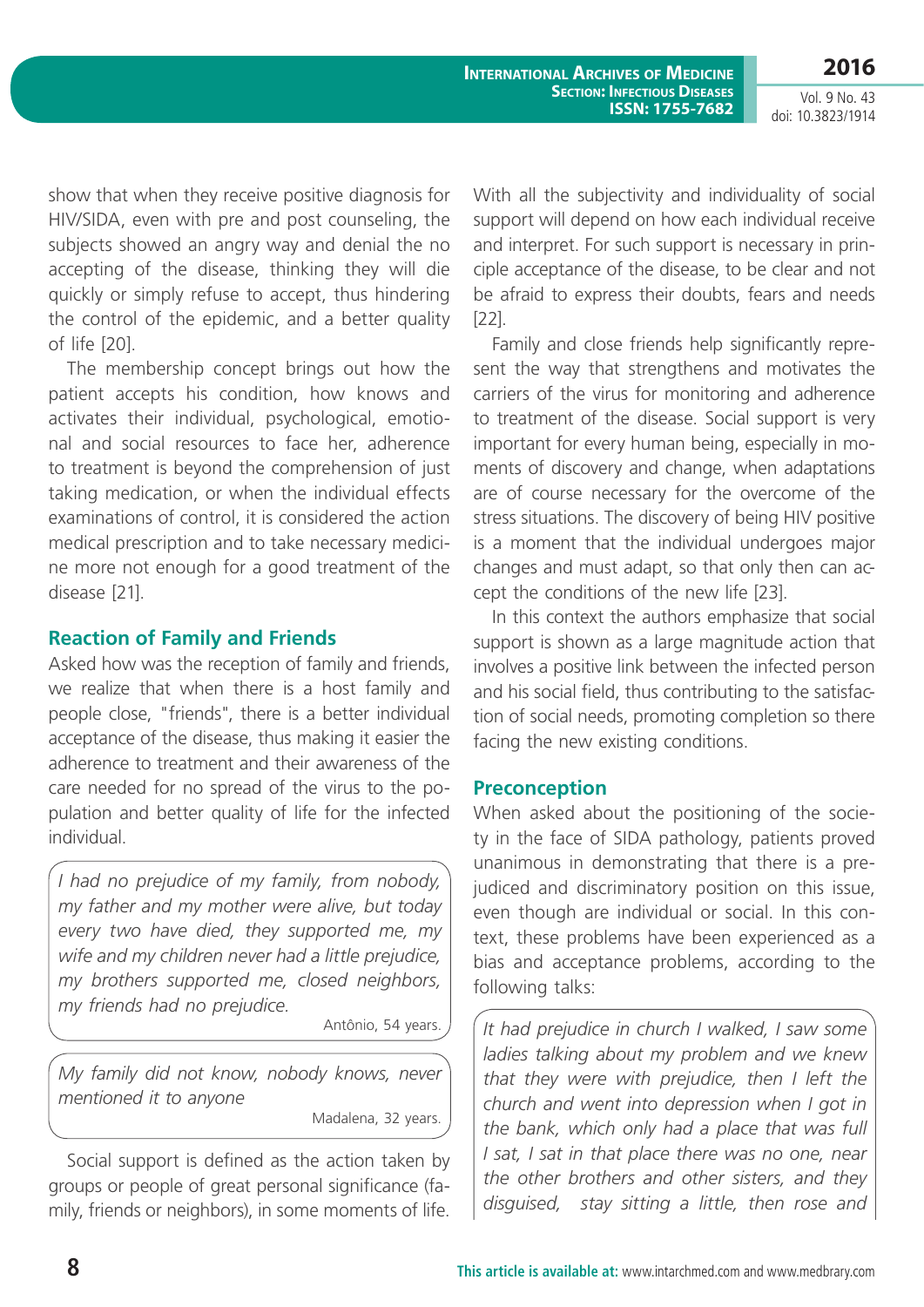show that when they receive positive diagnosis for HIV/SIDA, even with pre and post counseling, the subjects showed an angry way and denial the no accepting of the disease, thinking they will die quickly or simply refuse to accept, thus hindering the control of the epidemic, and a better quality of life [20].

The membership concept brings out how the patient accepts his condition, how knows and activates their individual, psychological, emotional and social resources to face her, adherence to treatment is beyond the comprehension of just taking medication, or when the individual effects examinations of control, it is considered the action medical prescription and to take necessary medicine more not enough for a good treatment of the disease [21].

## Reaction of Family and Friends

Asked how was the reception of family and friends, we realize that when there is a host family and people close, "friends", there is a better individual acceptance of the disease, thus making it easier the adherence to treatment and their awareness of the care needed for no spread of the virus to the population and better quality of life for the infected individual.

> *I had no prejudice of my family, from nobody, my father and my mother were alive, but today every two have died, they supported me, my wife and my children never had a little prejudice, my brothers supported me, closed neighbors, my friends had no prejudice.*
>
> Antônio, 54 years.

> *My family did not know, nobody knows, never mentioned it to anyone*
>
> Madalena, 32 years.

Social support is defined as the action taken by groups or people of great personal significance (family, friends or neighbors), in some moments of life. With all the subjectivity and individuality of social support will depend on how each individual receive and interpret. For such support is necessary in principle acceptance of the disease, to be clear and not be afraid to express their doubts, fears and needs [22].

Family and close friends help significantly represent the way that strengthens and motivates the carriers of the virus for monitoring and adherence to treatment of the disease. Social support is very important for every human being, especially in moments of discovery and change, when adaptations are of course necessary for the overcome of the stress situations. The discovery of being HIV positive is a moment that the individual undergoes major changes and must adapt, so that only then can accept the conditions of the new life [23].

In this context the authors emphasize that social support is shown as a large magnitude action that involves a positive link between the infected person and his social field, thus contributing to the satisfaction of social needs, promoting completion so there facing the new existing conditions.

## Preconception

When asked about the positioning of the society in the face of SIDA pathology, patients proved unanimous in demonstrating that there is a prejudiced and discriminatory position on this issue, even though are individual or social. In this context, these problems have been experienced as a bias and acceptance problems, according to the following talks:

> *It had prejudice in church I walked, I saw some ladies talking about my problem and we knew that they were with prejudice, then I left the church and went into depression when I got in the bank, which only had a place that was full I sat, I sat in that place there was no one, near the other brothers and other sisters, and they disguised, stay sitting a little, then rose and*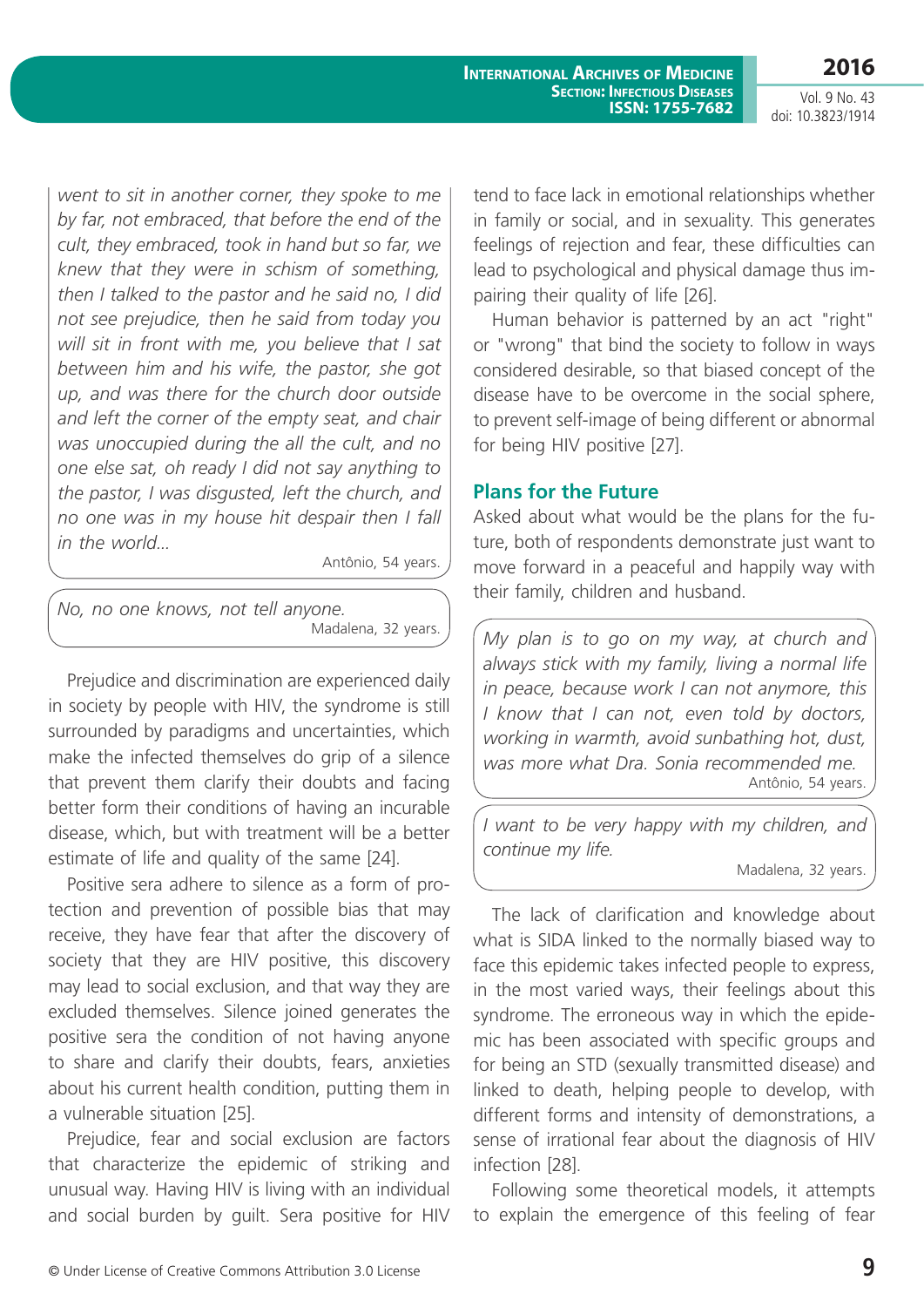*went to sit in another corner, they spoke to me by far, not embraced, that before the end of the cult, they embraced, took in hand but so far, we knew that they were in schism of something, then I talked to the pastor and he said no, I did not see prejudice, then he said from today you will sit in front with me, you believe that I sat between him and his wife, the pastor, she got up, and was there for the church door outside and left the corner of the empty seat, and chair was unoccupied during the all the cult, and no one else sat, oh ready I did not say anything to the pastor, I was disgusted, left the church, and no one was in my house hit despair then I fall in the world...*

Antônio, 54 years.

*No, no one knows, not tell anyone.*

Madalena, 32 years.

Prejudice and discrimination are experienced daily in society by people with HIV, the syndrome is still surrounded by paradigms and uncertainties, which make the infected themselves do grip of a silence that prevent them clarify their doubts and facing better form their conditions of having an incurable disease, which, but with treatment will be a better estimate of life and quality of the same [24].

Positive sera adhere to silence as a form of protection and prevention of possible bias that may receive, they have fear that after the discovery of society that they are HIV positive, this discovery may lead to social exclusion, and that way they are excluded themselves. Silence joined generates the positive sera the condition of not having anyone to share and clarify their doubts, fears, anxieties about his current health condition, putting them in a vulnerable situation [25].

Prejudice, fear and social exclusion are factors that characterize the epidemic of striking and unusual way. Having HIV is living with an individual and social burden by guilt. Sera positive for HIV tend to face lack in emotional relationships whether in family or social, and in sexuality. This generates feelings of rejection and fear, these difficulties can lead to psychological and physical damage thus impairing their quality of life [26].

Human behavior is patterned by an act "right" or "wrong" that bind the society to follow in ways considered desirable, so that biased concept of the disease have to be overcome in the social sphere, to prevent self-image of being different or abnormal for being HIV positive [27].

## Plans for the Future

Asked about what would be the plans for the future, both of respondents demonstrate just want to move forward in a peaceful and happily way with their family, children and husband.

*My plan is to go on my way, at church and always stick with my family, living a normal life in peace, because work I can not anymore, this I know that I can not, even told by doctors, working in warmth, avoid sunbathing hot, dust, was more what Dra. Sonia recommended me.*

Antônio, 54 years.

*I want to be very happy with my children, and continue my life.*

Madalena, 32 years.

The lack of clarification and knowledge about what is SIDA linked to the normally biased way to face this epidemic takes infected people to express, in the most varied ways, their feelings about this syndrome. The erroneous way in which the epidemic has been associated with specific groups and for being an STD (sexually transmitted disease) and linked to death, helping people to develop, with different forms and intensity of demonstrations, a sense of irrational fear about the diagnosis of HIV infection [28].

Following some theoretical models, it attempts to explain the emergence of this feeling of fear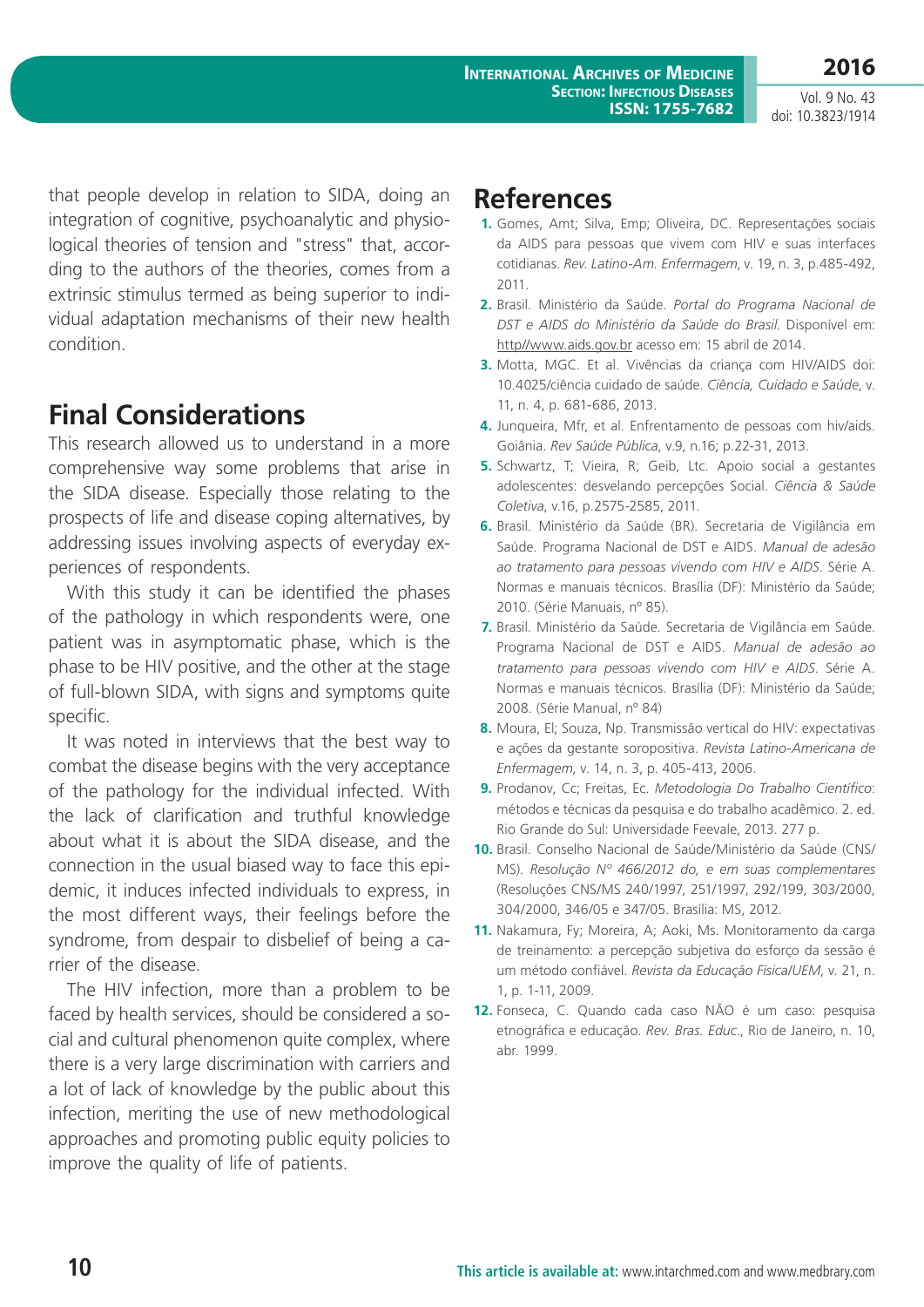that people develop in relation to SIDA, doing an integration of cognitive, psychoanalytic and physiological theories of tension and "stress" that, according to the authors of the theories, comes from a extrinsic stimulus termed as being superior to individual adaptation mechanisms of their new health condition.

## Final Considerations

This research allowed us to understand in a more comprehensive way some problems that arise in the SIDA disease. Especially those relating to the prospects of life and disease coping alternatives, by addressing issues involving aspects of everyday experiences of respondents.

With this study it can be identified the phases of the pathology in which respondents were, one patient was in asymptomatic phase, which is the phase to be HIV positive, and the other at the stage of full-blown SIDA, with signs and symptoms quite specific.

It was noted in interviews that the best way to combat the disease begins with the very acceptance of the pathology for the individual infected. With the lack of clarification and truthful knowledge about what it is about the SIDA disease, and the connection in the usual biased way to face this epidemic, it induces infected individuals to express, in the most different ways, their feelings before the syndrome, from despair to disbelief of being a carrier of the disease.

The HIV infection, more than a problem to be faced by health services, should be considered a social and cultural phenomenon quite complex, where there is a very large discrimination with carriers and a lot of lack of knowledge by the public about this infection, meriting the use of new methodological approaches and promoting public equity policies to improve the quality of life of patients.

## References

1. Gomes, Amt; Silva, Emp; Oliveira, DC. Representações sociais da AIDS para pessoas que vivem com HIV e suas interfaces cotidianas. *Rev. Latino-Am. Enfermagem*, v. 19, n. 3, p.485-492, 2011.
2. Brasil. Ministério da Saúde. *Portal do Programa Nacional de DST e AIDS do Ministério da Saúde do Brasil*. Disponível em: http//www.aids.gov.br acesso em: 15 abril de 2014.
3. Motta, MGC. Et al. Vivências da criança com HIV/AIDS doi: 10.4025/ciência cuidado de saúde. *Ciência, Cuidado e Saúde*, v. 11, n. 4, p. 681-686, 2013.
4. Junqueira, Mfr, et al. Enfrentamento de pessoas com hiv/aids. Goiânia. *Rev Saúde Pública*, v.9, n.16; p.22-31, 2013.
5. Schwartz, T; Vieira, R; Geib, Ltc. Apoio social a gestantes adolescentes: desvelando percepções Social. *Ciência & Saúde Coletiva*, v.16, p.2575-2585, 2011.
6. Brasil. Ministério da Saúde (BR). Secretaria de Vigilância em Saúde. Programa Nacional de DST e AIDS. *Manual de adesão ao tratamento para pessoas vivendo com HIV e AIDS*. Série A. Normas e manuais técnicos. Brasília (DF): Ministério da Saúde; 2010. (Série Manuais, nº 85).
7. Brasil. Ministério da Saúde. Secretaria de Vigilância em Saúde. Programa Nacional de DST e AIDS. *Manual de adesão ao tratamento para pessoas vivendo com HIV e AIDS*. Série A. Normas e manuais técnicos. Brasília (DF): Ministério da Saúde; 2008. (Série Manual, nº 84)
8. Moura, El; Souza, Np. Transmissão vertical do HIV: expectativas e ações da gestante soropositiva. *Revista Latino-Americana de Enfermagem*, v. 14, n. 3, p. 405-413, 2006.
9. Prodanov, Cc; Freitas, Ec. *Metodologia Do Trabalho Científico*: métodos e técnicas da pesquisa e do trabalho acadêmico. 2. ed. Rio Grande do Sul: Universidade Feevale, 2013. 277 p.
10. Brasil. Conselho Nacional de Saúde/Ministério da Saúde (CNS/MS). *Resolução Nº 466/2012 do, e em suas complementares* (Resoluções CNS/MS 240/1997, 251/1997, 292/199, 303/2000, 304/2000, 346/05 e 347/05. Brasília: MS, 2012.
11. Nakamura, Fy; Moreira, A; Aoki, Ms. Monitoramento da carga de treinamento: a percepção subjetiva do esforço da sessão é um método confiável. *Revista da Educação Física/UEM*, v. 21, n. 1, p. 1-11, 2009.
12. Fonseca, C. Quando cada caso NÃO é um caso: pesquisa etnográfica e educação. *Rev. Bras. Educ*., Rio de Janeiro, n. 10, abr. 1999.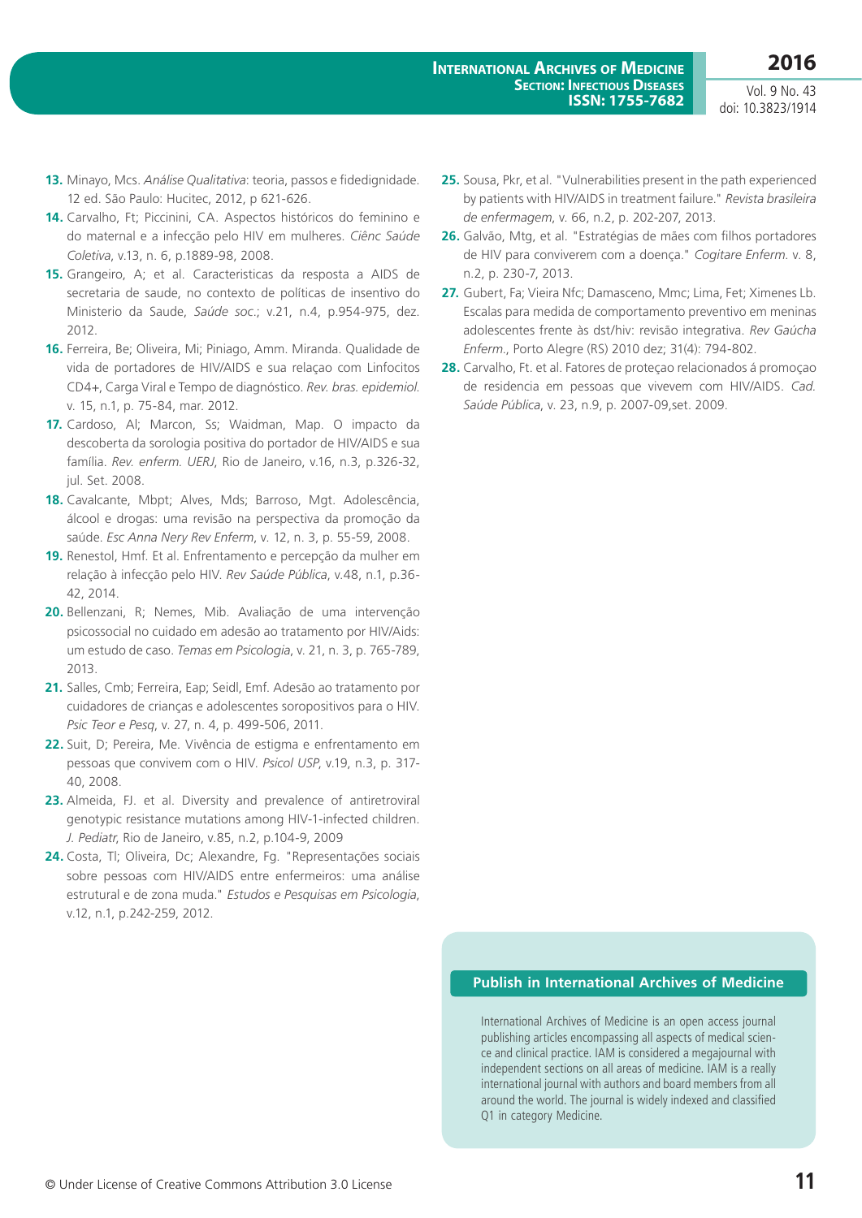13. Minayo, Mcs. *Análise Qualitativa*: teoria, passos e fidedignidade. 12 ed. São Paulo: Hucitec, 2012, p 621-626.
14. Carvalho, Ft; Piccinini, CA. Aspectos históricos do feminino e do maternal e a infecção pelo HIV em mulheres. *Ciênc Saúde Coletiva*, v.13, n. 6, p.1889-98, 2008.
15. Grangeiro, A; et al. Caracteristicas da resposta a AIDS de secretaria de saude, no contexto de políticas de insentivo do Ministerio da Saude, *Saúde soc.*; v.21, n.4, p.954-975, dez. 2012.
16. Ferreira, Be; Oliveira, Mi; Piniago, Amm. Miranda. Qualidade de vida de portadores de HIV/AIDS e sua relaçao com Linfocitos CD4+, Carga Viral e Tempo de diagnóstico. *Rev. bras. epidemiol.* v. 15, n.1, p. 75-84, mar. 2012.
17. Cardoso, Al; Marcon, Ss; Waidman, Map. O impacto da descoberta da sorologia positiva do portador de HIV/AIDS e sua família. *Rev. enferm. UERJ*, Rio de Janeiro, v.16, n.3, p.326-32, jul. Set. 2008.
18. Cavalcante, Mbpt; Alves, Mds; Barroso, Mgt. Adolescência, álcool e drogas: uma revisão na perspectiva da promoção da saúde. *Esc Anna Nery Rev Enferm*, v. 12, n. 3, p. 55-59, 2008.
19. Renestol, Hmf. Et al. Enfrentamento e percepção da mulher em relação à infecção pelo HIV. *Rev Saúde Pública*, v.48, n.1, p.36-42, 2014.
20. Bellenzani, R; Nemes, Mib. Avaliação de uma intervenção psicossocial no cuidado em adesão ao tratamento por HIV/Aids: um estudo de caso. *Temas em Psicologia*, v. 21, n. 3, p. 765-789, 2013.
21. Salles, Cmb; Ferreira, Eap; Seidl, Emf. Adesão ao tratamento por cuidadores de crianças e adolescentes soropositivos para o HIV. *Psic Teor e Pesq*, v. 27, n. 4, p. 499-506, 2011.
22. Suit, D; Pereira, Me. Vivência de estigma e enfrentamento em pessoas que convivem com o HIV. *Psicol USP*, v.19, n.3, p. 317-40, 2008.
23. Almeida, FJ. et al. Diversity and prevalence of antiretroviral genotypic resistance mutations among HIV-1-infected children. *J. Pediatr*, Rio de Janeiro, v.85, n.2, p.104-9, 2009
24. Costa, Tl; Oliveira, Dc; Alexandre, Fg. "Representações sociais sobre pessoas com HIV/AIDS entre enfermeiros: uma análise estrutural e de zona muda." *Estudos e Pesquisas em Psicologia*, v.12, n.1, p.242-259, 2012.
25. Sousa, Pkr, et al. "Vulnerabilities present in the path experienced by patients with HIV/AIDS in treatment failure." *Revista brasileira de enfermagem*, v. 66, n.2, p. 202-207, 2013.
26. Galvão, Mtg, et al. "Estratégias de mães com filhos portadores de HIV para conviverem com a doença." *Cogitare Enferm.* v. 8, n.2, p. 230-7, 2013.
27. Gubert, Fa; Vieira Nfc; Damasceno, Mmc; Lima, Fet; Ximenes Lb. Escalas para medida de comportamento preventivo em meninas adolescentes frente às dst/hiv: revisão integrativa. *Rev Gaúcha Enferm.*, Porto Alegre (RS) 2010 dez; 31(4): 794-802.
28. Carvalho, Ft. et al. Fatores de proteçao relacionados á promoçao de residencia em pessoas que vivevem com HIV/AIDS. *Cad. Saúde Pública*, v. 23, n.9, p. 2007-09,set. 2009.

**Publish in International Archives of Medicine**

International Archives of Medicine is an open access journal publishing articles encompassing all aspects of medical science and clinical practice. IAM is considered a megajournal with independent sections on all areas of medicine. IAM is a really international journal with authors and board members from all around the world. The journal is widely indexed and classified Q1 in category Medicine.